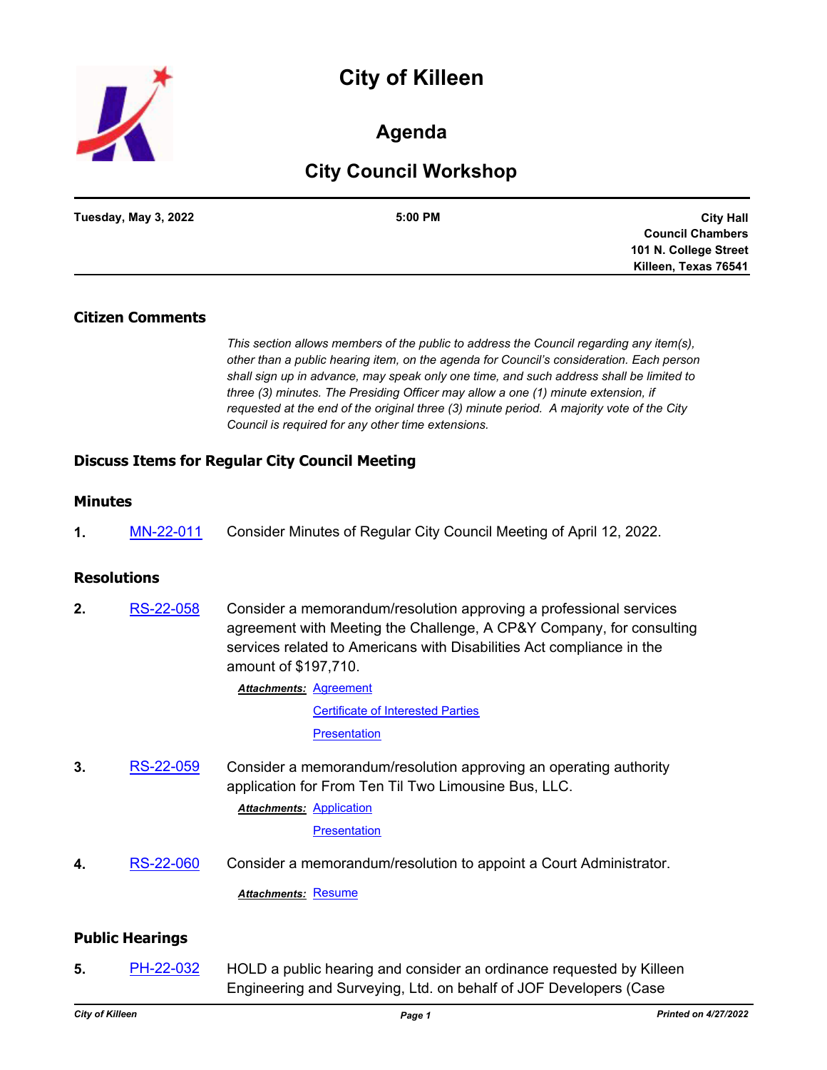# City of Killeen

## Agenda

## City Council Workshop

**Tuesday, May 3, 2022** | **5:00 PM** | **City Hall Council Chambers 101 N. College Street Killeen, Texas 76541**

### Citizen Comments

*This section allows members of the public to address the Council regarding any item(s), other than a public hearing item, on the agenda for Council's consideration. Each person shall sign up in advance, may speak only one time, and such address shall be limited to three (3) minutes. The Presiding Officer may allow a one (1) minute extension, if requested at the end of the original three (3) minute period. A majority vote of the City Council is required for any other time extensions.*

### Discuss Items for Regular City Council Meeting

### Minutes

**1.** MN-22-011 Consider Minutes of Regular City Council Meeting of April 12, 2022.

### Resolutions

**2.** RS-22-058 Consider a memorandum/resolution approving a professional services agreement with Meeting the Challenge, A CP&Y Company, for consulting services related to Americans with Disabilities Act compliance in the amount of $197,710.

***Attachments:*** Agreement
Certificate of Interested Parties
Presentation

**3.** RS-22-059 Consider a memorandum/resolution approving an operating authority application for From Ten Til Two Limousine Bus, LLC.

***Attachments:*** Application
Presentation

**4.** RS-22-060 Consider a memorandum/resolution to appoint a Court Administrator.

***Attachments:*** Resume

### Public Hearings

**5.** PH-22-032 HOLD a public hearing and consider an ordinance requested by Killeen Engineering and Surveying, Ltd. on behalf of JOF Developers (Case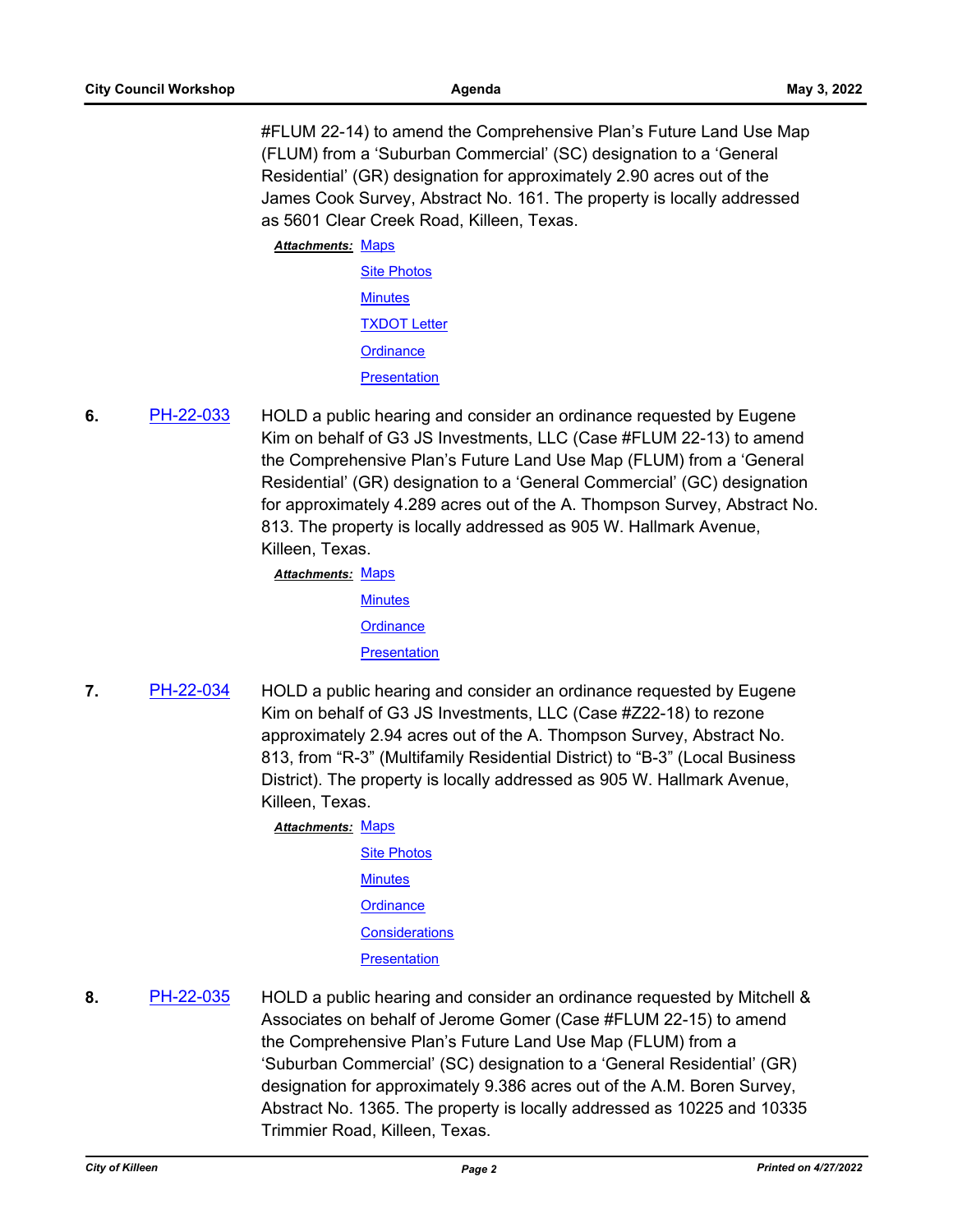#FLUM 22-14) to amend the Comprehensive Plan's Future Land Use Map (FLUM) from a 'Suburban Commercial' (SC) designation to a 'General Residential' (GR) designation for approximately 2.90 acres out of the James Cook Survey, Abstract No. 161. The property is locally addressed as 5601 Clear Creek Road, Killeen, Texas.

***Attachments:*** Maps
Site Photos
Minutes
TXDOT Letter
Ordinance
Presentation

**6.** PH-22-033 HOLD a public hearing and consider an ordinance requested by Eugene Kim on behalf of G3 JS Investments, LLC (Case #FLUM 22-13) to amend the Comprehensive Plan's Future Land Use Map (FLUM) from a 'General Residential' (GR) designation to a 'General Commercial' (GC) designation for approximately 4.289 acres out of the A. Thompson Survey, Abstract No. 813. The property is locally addressed as 905 W. Hallmark Avenue, Killeen, Texas.

***Attachments:*** Maps
Minutes
Ordinance
Presentation

**7.** PH-22-034 HOLD a public hearing and consider an ordinance requested by Eugene Kim on behalf of G3 JS Investments, LLC (Case #Z22-18) to rezone approximately 2.94 acres out of the A. Thompson Survey, Abstract No. 813, from "R-3" (Multifamily Residential District) to "B-3" (Local Business District). The property is locally addressed as 905 W. Hallmark Avenue, Killeen, Texas.

***Attachments:*** Maps
Site Photos
Minutes
Ordinance
Considerations
Presentation

**8.** PH-22-035 HOLD a public hearing and consider an ordinance requested by Mitchell & Associates on behalf of Jerome Gomer (Case #FLUM 22-15) to amend the Comprehensive Plan's Future Land Use Map (FLUM) from a 'Suburban Commercial' (SC) designation to a 'General Residential' (GR) designation for approximately 9.386 acres out of the A.M. Boren Survey, Abstract No. 1365. The property is locally addressed as 10225 and 10335 Trimmier Road, Killeen, Texas.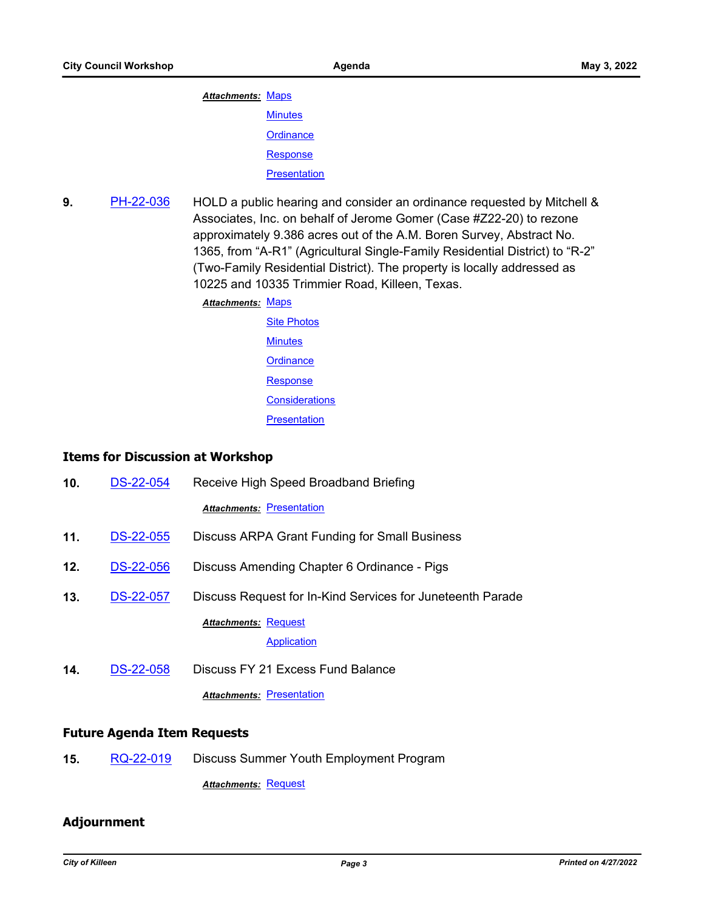***Attachments:*** Maps

Minutes

Ordinance

Response

Presentation

**9.** PH-22-036 HOLD a public hearing and consider an ordinance requested by Mitchell & Associates, Inc. on behalf of Jerome Gomer (Case #Z22-20) to rezone approximately 9.386 acres out of the A.M. Boren Survey, Abstract No. 1365, from "A-R1" (Agricultural Single-Family Residential District) to "R-2" (Two-Family Residential District). The property is locally addressed as 10225 and 10335 Trimmier Road, Killeen, Texas.

***Attachments:*** Maps

Site Photos

Minutes

Ordinance

Response

Considerations

Presentation

## Items for Discussion at Workshop

**10.** DS-22-054 Receive High Speed Broadband Briefing

***Attachments:*** Presentation

**11.** DS-22-055 Discuss ARPA Grant Funding for Small Business

**12.** DS-22-056 Discuss Amending Chapter 6 Ordinance - Pigs

**13.** DS-22-057 Discuss Request for In-Kind Services for Juneteenth Parade

***Attachments:*** Request

Application

**14.** DS-22-058 Discuss FY 21 Excess Fund Balance

***Attachments:*** Presentation

## Future Agenda Item Requests

**15.** RQ-22-019 Discuss Summer Youth Employment Program

***Attachments:*** Request

## Adjournment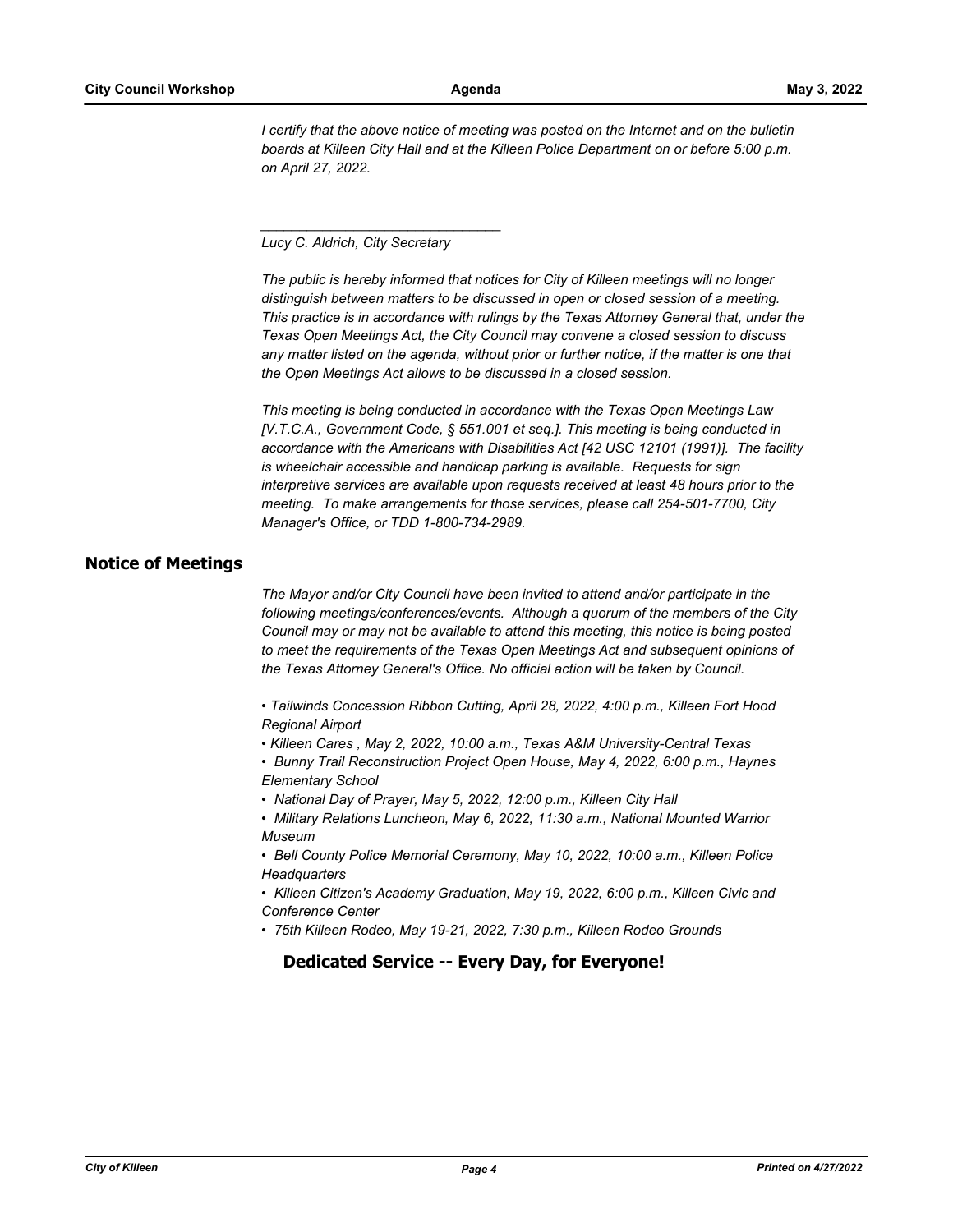*I certify that the above notice of meeting was posted on the Internet and on the bulletin boards at Killeen City Hall and at the Killeen Police Department on or before 5:00 p.m. on April 27, 2022.*

_______________________________

*Lucy C. Aldrich, City Secretary*

*The public is hereby informed that notices for City of Killeen meetings will no longer distinguish between matters to be discussed in open or closed session of a meeting. This practice is in accordance with rulings by the Texas Attorney General that, under the Texas Open Meetings Act, the City Council may convene a closed session to discuss any matter listed on the agenda, without prior or further notice, if the matter is one that the Open Meetings Act allows to be discussed in a closed session.*

*This meeting is being conducted in accordance with the Texas Open Meetings Law [V.T.C.A., Government Code, § 551.001 et seq.]. This meeting is being conducted in accordance with the Americans with Disabilities Act [42 USC 12101 (1991)]. The facility is wheelchair accessible and handicap parking is available. Requests for sign interpretive services are available upon requests received at least 48 hours prior to the meeting. To make arrangements for those services, please call 254-501-7700, City Manager's Office, or TDD 1-800-734-2989.*

## Notice of Meetings

*The Mayor and/or City Council have been invited to attend and/or participate in the following meetings/conferences/events. Although a quorum of the members of the City Council may or may not be available to attend this meeting, this notice is being posted to meet the requirements of the Texas Open Meetings Act and subsequent opinions of the Texas Attorney General's Office. No official action will be taken by Council.*

- *Tailwinds Concession Ribbon Cutting, April 28, 2022, 4:00 p.m., Killeen Fort Hood Regional Airport*
- *Killeen Cares , May 2, 2022, 10:00 a.m., Texas A&M University-Central Texas*
- *Bunny Trail Reconstruction Project Open House, May 4, 2022, 6:00 p.m., Haynes Elementary School*
- *National Day of Prayer, May 5, 2022, 12:00 p.m., Killeen City Hall*
- *Military Relations Luncheon, May 6, 2022, 11:30 a.m., National Mounted Warrior Museum*
- *Bell County Police Memorial Ceremony, May 10, 2022, 10:00 a.m., Killeen Police Headquarters*
- *Killeen Citizen's Academy Graduation, May 19, 2022, 6:00 p.m., Killeen Civic and Conference Center*
- *75th Killeen Rodeo, May 19-21, 2022, 7:30 p.m., Killeen Rodeo Grounds*

**Dedicated Service -- Every Day, for Everyone!**